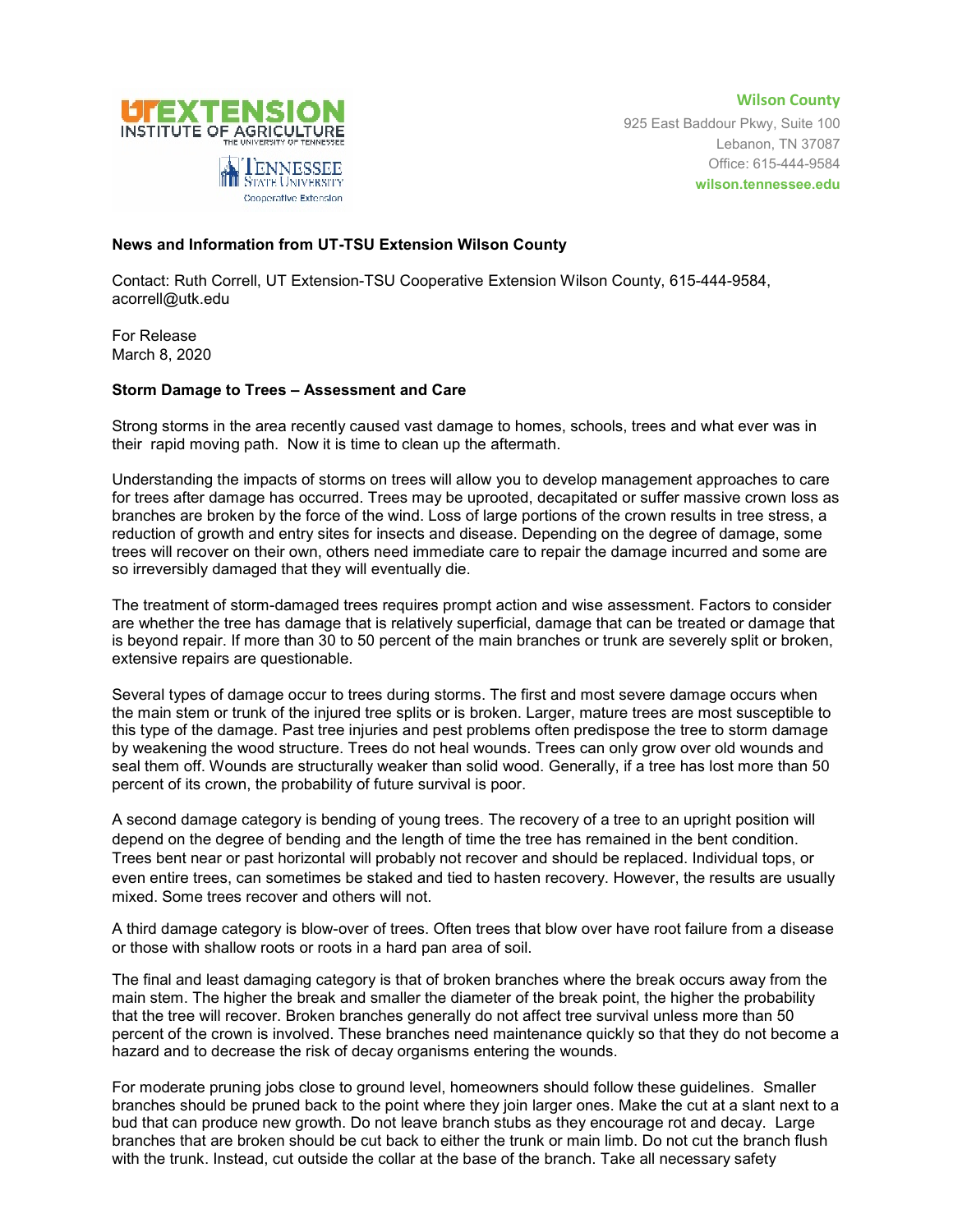**Wilson County**

925 East Baddour Pkwy, Suite 100
Lebanon, TN 37087
Office: 615-444-9584
**wilson.tennessee.edu**

**News and Information from UT-TSU Extension Wilson County**

Contact: Ruth Correll, UT Extension-TSU Cooperative Extension Wilson County, 615-444-9584, acorrell@utk.edu

For Release
March 8, 2020

**Storm Damage to Trees – Assessment and Care**

Strong storms in the area recently caused vast damage to homes, schools, trees and what ever was in their rapid moving path. Now it is time to clean up the aftermath.

Understanding the impacts of storms on trees will allow you to develop management approaches to care for trees after damage has occurred. Trees may be uprooted, decapitated or suffer massive crown loss as branches are broken by the force of the wind. Loss of large portions of the crown results in tree stress, a reduction of growth and entry sites for insects and disease. Depending on the degree of damage, some trees will recover on their own, others need immediate care to repair the damage incurred and some are so irreversibly damaged that they will eventually die.

The treatment of storm-damaged trees requires prompt action and wise assessment. Factors to consider are whether the tree has damage that is relatively superficial, damage that can be treated or damage that is beyond repair. If more than 30 to 50 percent of the main branches or trunk are severely split or broken, extensive repairs are questionable.

Several types of damage occur to trees during storms. The first and most severe damage occurs when the main stem or trunk of the injured tree splits or is broken. Larger, mature trees are most susceptible to this type of the damage. Past tree injuries and pest problems often predispose the tree to storm damage by weakening the wood structure. Trees do not heal wounds. Trees can only grow over old wounds and seal them off. Wounds are structurally weaker than solid wood. Generally, if a tree has lost more than 50 percent of its crown, the probability of future survival is poor.

A second damage category is bending of young trees. The recovery of a tree to an upright position will depend on the degree of bending and the length of time the tree has remained in the bent condition. Trees bent near or past horizontal will probably not recover and should be replaced. Individual tops, or even entire trees, can sometimes be staked and tied to hasten recovery. However, the results are usually mixed. Some trees recover and others will not.

A third damage category is blow-over of trees. Often trees that blow over have root failure from a disease or those with shallow roots or roots in a hard pan area of soil.

The final and least damaging category is that of broken branches where the break occurs away from the main stem. The higher the break and smaller the diameter of the break point, the higher the probability that the tree will recover. Broken branches generally do not affect tree survival unless more than 50 percent of the crown is involved. These branches need maintenance quickly so that they do not become a hazard and to decrease the risk of decay organisms entering the wounds.

For moderate pruning jobs close to ground level, homeowners should follow these guidelines. Smaller branches should be pruned back to the point where they join larger ones. Make the cut at a slant next to a bud that can produce new growth. Do not leave branch stubs as they encourage rot and decay. Large branches that are broken should be cut back to either the trunk or main limb. Do not cut the branch flush with the trunk. Instead, cut outside the collar at the base of the branch. Take all necessary safety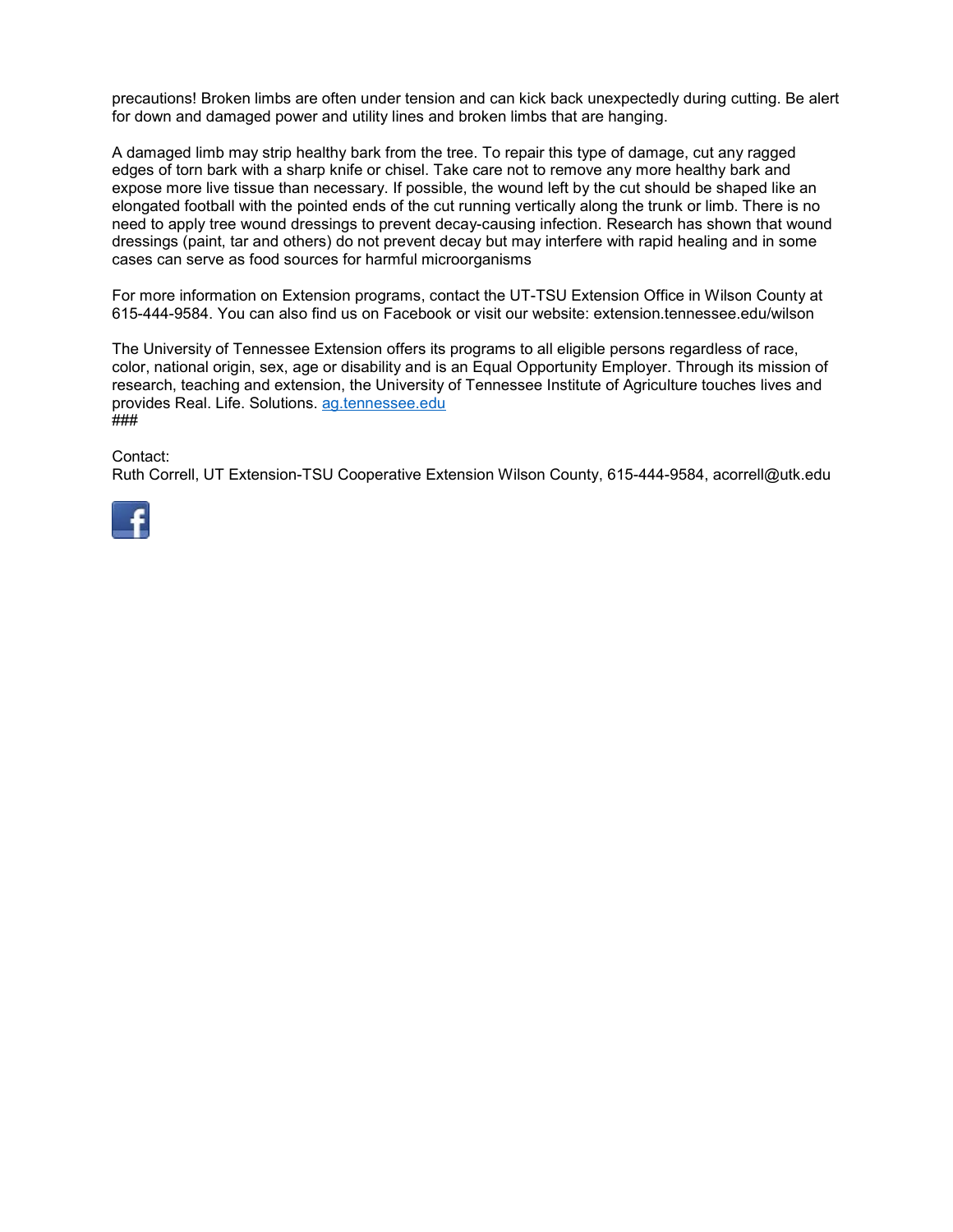precautions! Broken limbs are often under tension and can kick back unexpectedly during cutting. Be alert for down and damaged power and utility lines and broken limbs that are hanging.

A damaged limb may strip healthy bark from the tree. To repair this type of damage, cut any ragged edges of torn bark with a sharp knife or chisel. Take care not to remove any more healthy bark and expose more live tissue than necessary. If possible, the wound left by the cut should be shaped like an elongated football with the pointed ends of the cut running vertically along the trunk or limb. There is no need to apply tree wound dressings to prevent decay-causing infection. Research has shown that wound dressings (paint, tar and others) do not prevent decay but may interfere with rapid healing and in some cases can serve as food sources for harmful microorganisms

For more information on Extension programs, contact the UT-TSU Extension Office in Wilson County at 615-444-9584. You can also find us on Facebook or visit our website: extension.tennessee.edu/wilson

The University of Tennessee Extension offers its programs to all eligible persons regardless of race, color, national origin, sex, age or disability and is an Equal Opportunity Employer. Through its mission of research, teaching and extension, the University of Tennessee Institute of Agriculture touches lives and provides Real. Life. Solutions. [ag.tennessee.edu](http://ag.tennessee.edu)
###

Contact:
Ruth Correll, UT Extension-TSU Cooperative Extension Wilson County, 615-444-9584, acorrell@utk.edu